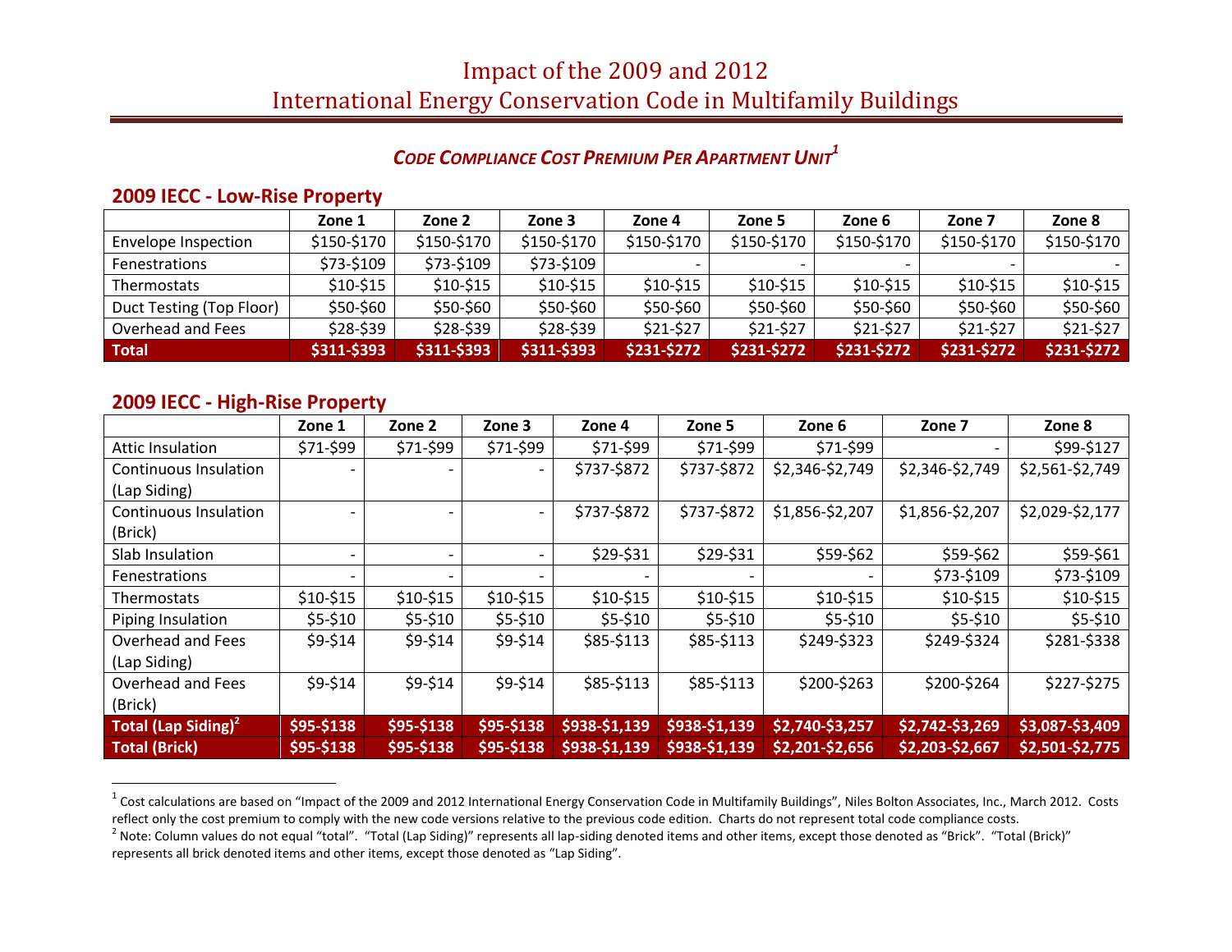# Impact of the 2009 and 2012 International Energy Conservation Code in Multifamily Buildings

## *Code Compliance Cost Premium Per Apartment Unit*[1]

### 2009 IECC - Low-Rise Property

| | Zone 1 | Zone 2 | Zone 3 | Zone 4 | Zone 5 | Zone 6 | Zone 7 | Zone 8 |
|---|---|---|---|---|---|---|---|---|
| Envelope Inspection | $150-$170 | $150-$170 | $150-$170 | $150-$170 | $150-$170 | $150-$170 | $150-$170 | $150-$170 |
| Fenestrations | $73-$109 | $73-$109 | $73-$109 | - | - | - | - | - |
| Thermostats | $10-$15 | $10-$15 | $10-$15 | $10-$15 | $10-$15 | $10-$15 | $10-$15 | $10-$15 |
| Duct Testing (Top Floor) | $50-$60 | $50-$60 | $50-$60 | $50-$60 | $50-$60 | $50-$60 | $50-$60 | $50-$60 |
| Overhead and Fees | $28-$39 | $28-$39 | $28-$39 | $21-$27 | $21-$27 | $21-$27 | $21-$27 | $21-$27 |
| **Total** | **$311-$393** | **$311-$393** | **$311-$393** | **$231-$272** | **$231-$272** | **$231-$272** | **$231-$272** | **$231-$272** |

### 2009 IECC - High-Rise Property

| | Zone 1 | Zone 2 | Zone 3 | Zone 4 | Zone 5 | Zone 6 | Zone 7 | Zone 8 |
|---|---|---|---|---|---|---|---|---|
| Attic Insulation | $71-$99 | $71-$99 | $71-$99 | $71-$99 | $71-$99 | $71-$99 | - | $99-$127 |
| Continuous Insulation (Lap Siding) | - | - | - | $737-$872 | $737-$872 | $2,346-$2,749 | $2,346-$2,749 | $2,561-$2,749 |
| Continuous Insulation (Brick) | - | - | - | $737-$872 | $737-$872 | $1,856-$2,207 | $1,856-$2,207 | $2,029-$2,177 |
| Slab Insulation | - | - | - | $29-$31 | $29-$31 | $59-$62 | $59-$62 | $59-$61 |
| Fenestrations | - | - | - | - | - | - | $73-$109 | $73-$109 |
| Thermostats | $10-$15 | $10-$15 | $10-$15 | $10-$15 | $10-$15 | $10-$15 | $10-$15 | $10-$15 |
| Piping Insulation | $5-$10 | $5-$10 | $5-$10 | $5-$10 | $5-$10 | $5-$10 | $5-$10 | $5-$10 |
| Overhead and Fees (Lap Siding) | $9-$14 | $9-$14 | $9-$14 | $85-$113 | $85-$113 | $249-$323 | $249-$324 | $281-$338 |
| Overhead and Fees (Brick) | $9-$14 | $9-$14 | $9-$14 | $85-$113 | $85-$113 | $200-$263 | $200-$264 | $227-$275 |
| **Total (Lap Siding)**[2] | **$95-$138** | **$95-$138** | **$95-$138** | **$938-$1,139** | **$938-$1,139** | **$2,740-$3,257** | **$2,742-$3,269** | **$3,087-$3,409** |
| **Total (Brick)** | **$95-$138** | **$95-$138** | **$95-$138** | **$938-$1,139** | **$938-$1,139** | **$2,201-$2,656** | **$2,203-$2,667** | **$2,501-$2,775** |

[1] Cost calculations are based on "Impact of the 2009 and 2012 International Energy Conservation Code in Multifamily Buildings", Niles Bolton Associates, Inc., March 2012. Costs reflect only the cost premium to comply with the new code versions relative to the previous code edition. Charts do not represent total code compliance costs.

[2] Note: Column values do not equal "total". "Total (Lap Siding)" represents all lap-siding denoted items and other items, except those denoted as "Brick". "Total (Brick)" represents all brick denoted items and other items, except those denoted as "Lap Siding".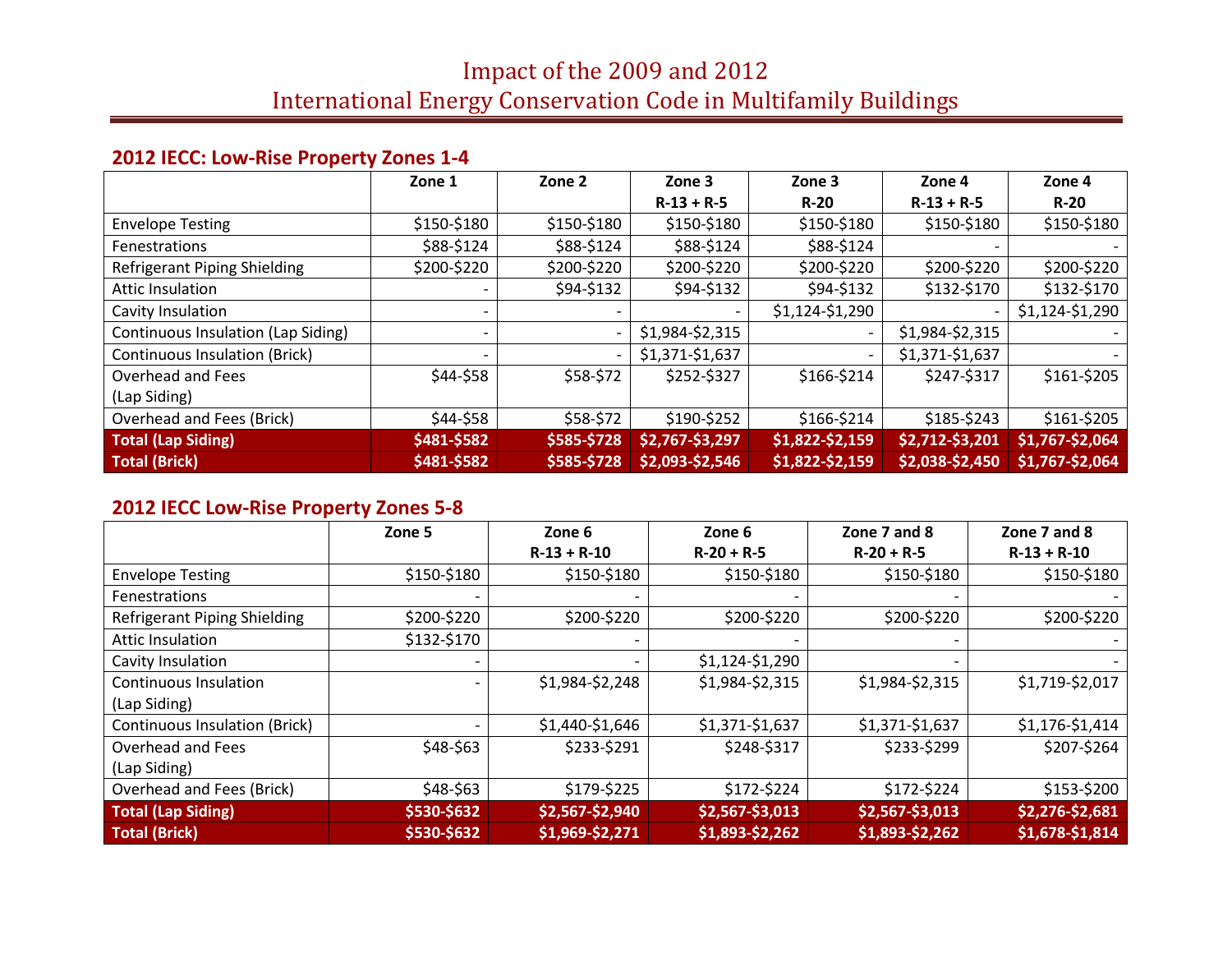# Impact of the 2009 and 2012 International Energy Conservation Code in Multifamily Buildings

## 2012 IECC: Low-Rise Property Zones 1-4

| | Zone 1 | Zone 2 | Zone 3 R-13 + R-5 | Zone 3 R-20 | Zone 4 R-13 + R-5 | Zone 4 R-20 |
|---|---|---|---|---|---|---|
| Envelope Testing | $150-$180 | $150-$180 | $150-$180 | $150-$180 | $150-$180 | $150-$180 |
| Fenestrations | $88-$124 | $88-$124 | $88-$124 | $88-$124 | - | - |
| Refrigerant Piping Shielding | $200-$220 | $200-$220 | $200-$220 | $200-$220 | $200-$220 | $200-$220 |
| Attic Insulation | - | $94-$132 | $94-$132 | $94-$132 | $132-$170 | $132-$170 |
| Cavity Insulation | - | - | - | $1,124-$1,290 | - | $1,124-$1,290 |
| Continuous Insulation (Lap Siding) | - | - | $1,984-$2,315 | - | $1,984-$2,315 | - |
| Continuous Insulation (Brick) | - | - | $1,371-$1,637 | - | $1,371-$1,637 | - |
| Overhead and Fees (Lap Siding) | $44-$58 | $58-$72 | $252-$327 | $166-$214 | $247-$317 | $161-$205 |
| Overhead and Fees (Brick) | $44-$58 | $58-$72 | $190-$252 | $166-$214 | $185-$243 | $161-$205 |
| **Total (Lap Siding)** | **$481-$582** | **$585-$728** | **$2,767-$3,297** | **$1,822-$2,159** | **$2,712-$3,201** | **$1,767-$2,064** |
| **Total (Brick)** | **$481-$582** | **$585-$728** | **$2,093-$2,546** | **$1,822-$2,159** | **$2,038-$2,450** | **$1,767-$2,064** |

## 2012 IECC Low-Rise Property Zones 5-8

| | Zone 5 | Zone 6 R-13 + R-10 | Zone 6 R-20 + R-5 | Zone 7 and 8 R-20 + R-5 | Zone 7 and 8 R-13 + R-10 |
|---|---|---|---|---|---|
| Envelope Testing | $150-$180 | $150-$180 | $150-$180 | $150-$180 | $150-$180 |
| Fenestrations | - | - | - | - | - |
| Refrigerant Piping Shielding | $200-$220 | $200-$220 | $200-$220 | $200-$220 | $200-$220 |
| Attic Insulation | $132-$170 | - | - | - | - |
| Cavity Insulation | - | - | $1,124-$1,290 | - | - |
| Continuous Insulation (Lap Siding) | - | $1,984-$2,248 | $1,984-$2,315 | $1,984-$2,315 | $1,719-$2,017 |
| Continuous Insulation (Brick) | - | $1,440-$1,646 | $1,371-$1,637 | $1,371-$1,637 | $1,176-$1,414 |
| Overhead and Fees (Lap Siding) | $48-$63 | $233-$291 | $248-$317 | $233-$299 | $207-$264 |
| Overhead and Fees (Brick) | $48-$63 | $179-$225 | $172-$224 | $172-$224 | $153-$200 |
| **Total (Lap Siding)** | **$530-$632** | **$2,567-$2,940** | **$2,567-$3,013** | **$2,567-$3,013** | **$2,276-$2,681** |
| **Total (Brick)** | **$530-$632** | **$1,969-$2,271** | **$1,893-$2,262** | **$1,893-$2,262** | **$1,678-$1,814** |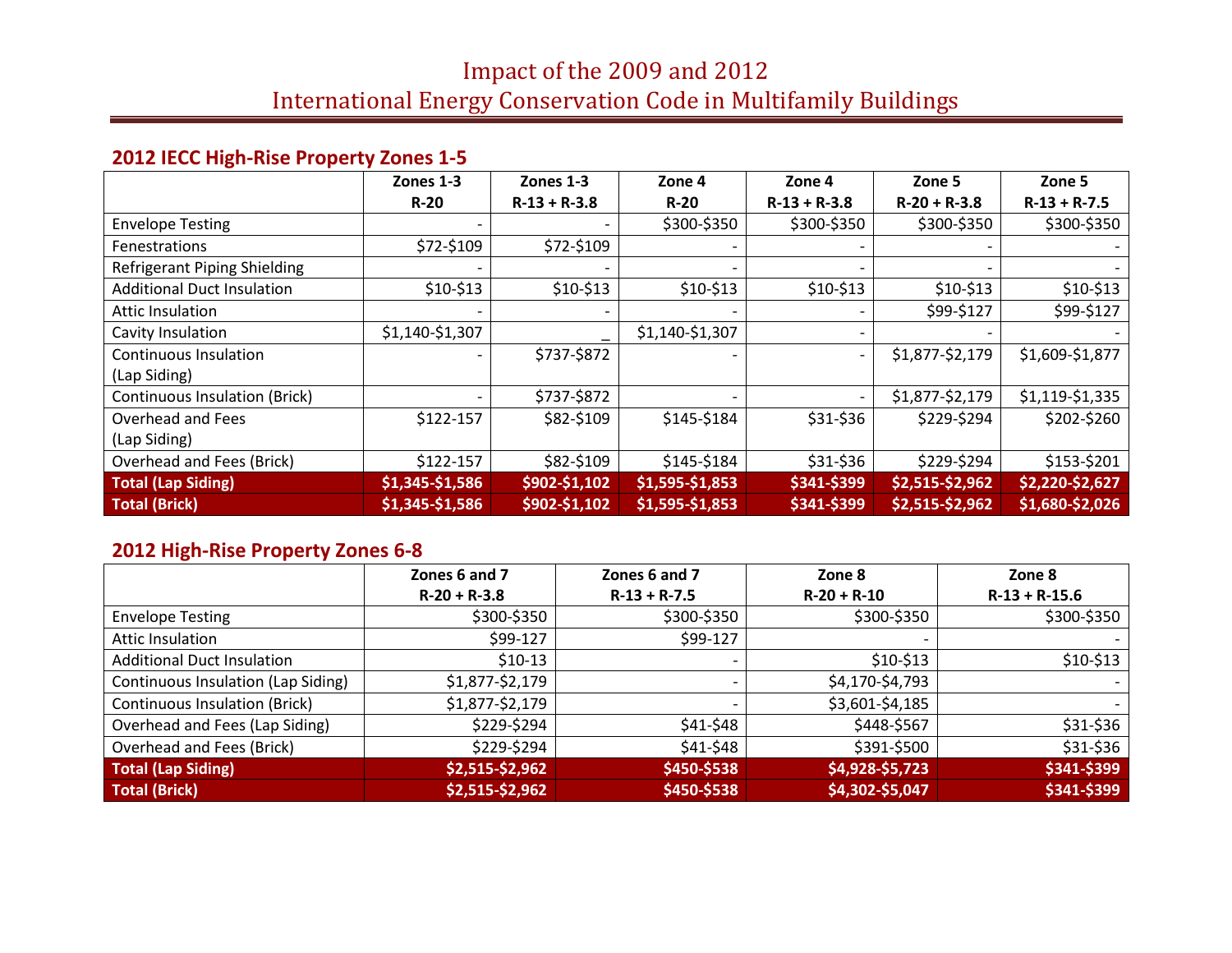# Impact of the 2009 and 2012 International Energy Conservation Code in Multifamily Buildings

## 2012 IECC High-Rise Property Zones 1-5

| | Zones 1-3 R-20 | Zones 1-3 R-13 + R-3.8 | Zone 4 R-20 | Zone 4 R-13 + R-3.8 | Zone 5 R-20 + R-3.8 | Zone 5 R-13 + R-7.5 |
|---|---|---|---|---|---|---|
| Envelope Testing | - | - | $300-$350 | $300-$350 | $300-$350 | $300-$350 |
| Fenestrations | $72-$109 | $72-$109 | - | - | - | - |
| Refrigerant Piping Shielding | - | - | - | - | - | - |
| Additional Duct Insulation | $10-$13 | $10-$13 | $10-$13 | $10-$13 | $10-$13 | $10-$13 |
| Attic Insulation | - | - | - | - | $99-$127 | $99-$127 |
| Cavity Insulation | $1,140-$1,307 | _ | $1,140-$1,307 | - | - | - |
| Continuous Insulation (Lap Siding) | - | $737-$872 | - | - | $1,877-$2,179 | $1,609-$1,877 |
| Continuous Insulation (Brick) | - | $737-$872 | - | - | $1,877-$2,179 | $1,119-$1,335 |
| Overhead and Fees (Lap Siding) | $122-157 | $82-$109 | $145-$184 | $31-$36 | $229-$294 | $202-$260 |
| Overhead and Fees (Brick) | $122-157 | $82-$109 | $145-$184 | $31-$36 | $229-$294 | $153-$201 |
| **Total (Lap Siding)** | **$1,345-$1,586** | **$902-$1,102** | **$1,595-$1,853** | **$341-$399** | **$2,515-$2,962** | **$2,220-$2,627** |
| **Total (Brick)** | **$1,345-$1,586** | **$902-$1,102** | **$1,595-$1,853** | **$341-$399** | **$2,515-$2,962** | **$1,680-$2,026** |

## 2012 High-Rise Property Zones 6-8

| | Zones 6 and 7 R-20 + R-3.8 | Zones 6 and 7 R-13 + R-7.5 | Zone 8 R-20 + R-10 | Zone 8 R-13 + R-15.6 |
|---|---|---|---|---|
| Envelope Testing | $300-$350 | $300-$350 | $300-$350 | $300-$350 |
| Attic Insulation | $99-127 | $99-127 | - | - |
| Additional Duct Insulation | $10-13 | - | $10-$13 | $10-$13 |
| Continuous Insulation (Lap Siding) | $1,877-$2,179 | - | $4,170-$4,793 | - |
| Continuous Insulation (Brick) | $1,877-$2,179 | - | $3,601-$4,185 | - |
| Overhead and Fees (Lap Siding) | $229-$294 | $41-$48 | $448-$567 | $31-$36 |
| Overhead and Fees (Brick) | $229-$294 | $41-$48 | $391-$500 | $31-$36 |
| **Total (Lap Siding)** | **$2,515-$2,962** | **$450-$538** | **$4,928-$5,723** | **$341-$399** |
| **Total (Brick)** | **$2,515-$2,962** | **$450-$538** | **$4,302-$5,047** | **$341-$399** |